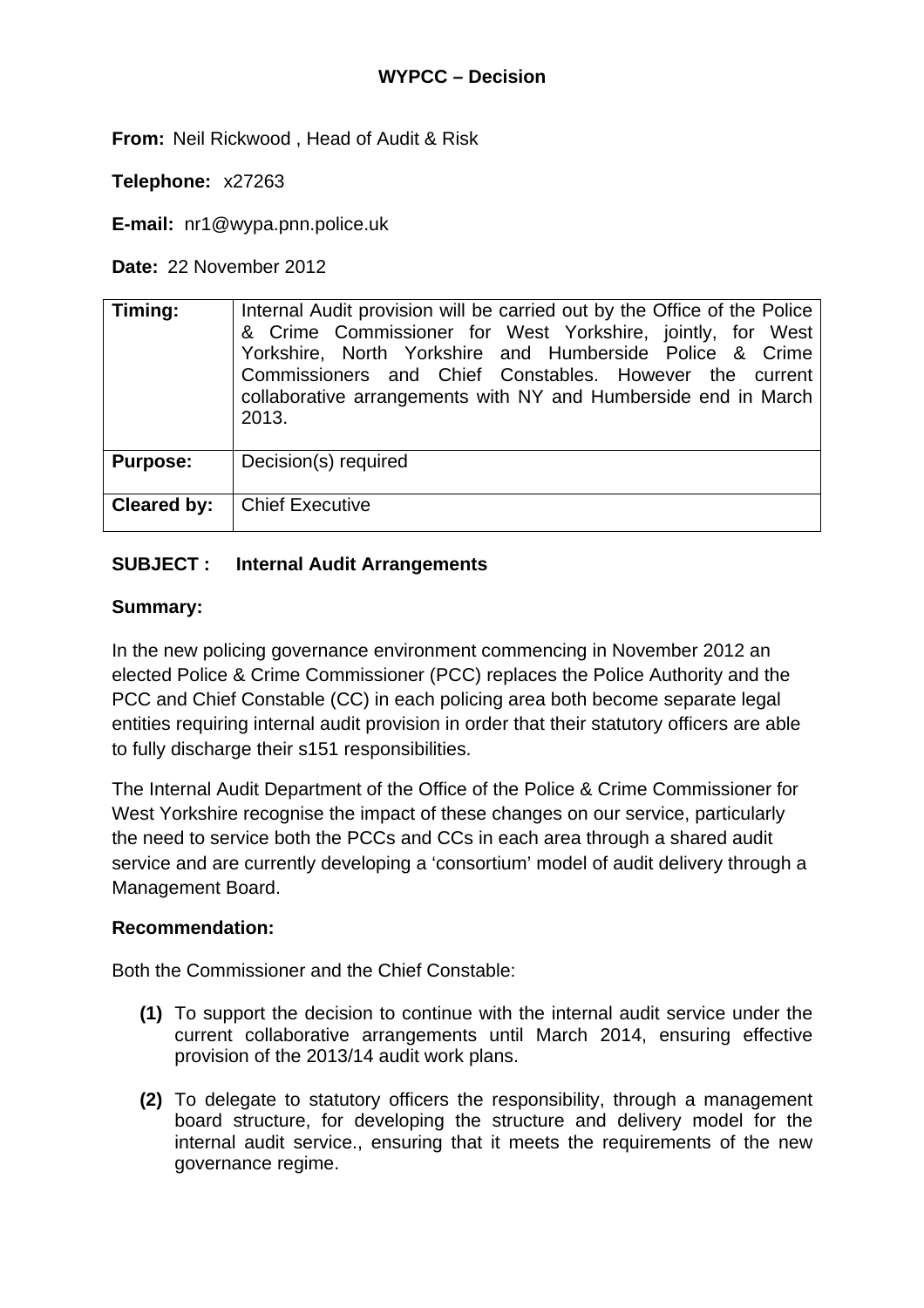**WYPCC – Decision**

**From:** Neil Rickwood , Head of Audit & Risk

**Telephone:** x27263

**E-mail:** nr1@wypa.pnn.police.uk

**Date:** 22 November 2012

| | |
|---|---|
| **Timing:** | Internal Audit provision will be carried out by the Office of the Police & Crime Commissioner for West Yorkshire, jointly, for West Yorkshire, North Yorkshire and Humberside Police & Crime Commissioners and Chief Constables. However the current collaborative arrangements with NY and Humberside end in March 2013. |
| **Purpose:** | Decision(s) required |
| **Cleared by:** | Chief Executive |

**SUBJECT : Internal Audit Arrangements**

**Summary:**

In the new policing governance environment commencing in November 2012 an elected Police & Crime Commissioner (PCC) replaces the Police Authority and the PCC and Chief Constable (CC) in each policing area both become separate legal entities requiring internal audit provision in order that their statutory officers are able to fully discharge their s151 responsibilities.

The Internal Audit Department of the Office of the Police & Crime Commissioner for West Yorkshire recognise the impact of these changes on our service, particularly the need to service both the PCCs and CCs in each area through a shared audit service and are currently developing a 'consortium' model of audit delivery through a Management Board.

**Recommendation:**

Both the Commissioner and the Chief Constable:

**(1)** To support the decision to continue with the internal audit service under the current collaborative arrangements until March 2014, ensuring effective provision of the 2013/14 audit work plans.

**(2)** To delegate to statutory officers the responsibility, through a management board structure, for developing the structure and delivery model for the internal audit service., ensuring that it meets the requirements of the new governance regime.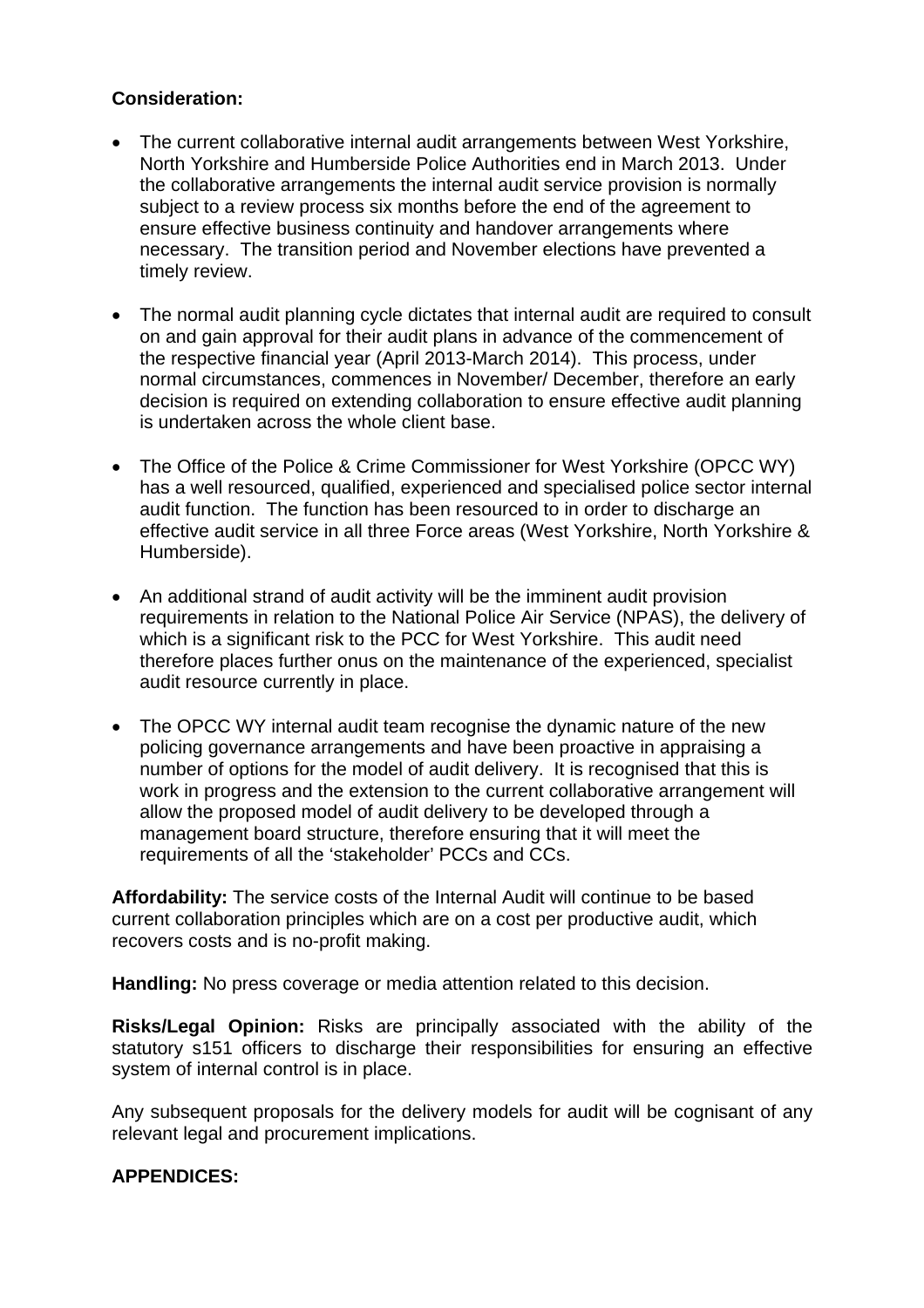**Consideration:**

- The current collaborative internal audit arrangements between West Yorkshire, North Yorkshire and Humberside Police Authorities end in March 2013. Under the collaborative arrangements the internal audit service provision is normally subject to a review process six months before the end of the agreement to ensure effective business continuity and handover arrangements where necessary. The transition period and November elections have prevented a timely review.

- The normal audit planning cycle dictates that internal audit are required to consult on and gain approval for their audit plans in advance of the commencement of the respective financial year (April 2013-March 2014). This process, under normal circumstances, commences in November/ December, therefore an early decision is required on extending collaboration to ensure effective audit planning is undertaken across the whole client base.

- The Office of the Police & Crime Commissioner for West Yorkshire (OPCC WY) has a well resourced, qualified, experienced and specialised police sector internal audit function. The function has been resourced to in order to discharge an effective audit service in all three Force areas (West Yorkshire, North Yorkshire & Humberside).

- An additional strand of audit activity will be the imminent audit provision requirements in relation to the National Police Air Service (NPAS), the delivery of which is a significant risk to the PCC for West Yorkshire. This audit need therefore places further onus on the maintenance of the experienced, specialist audit resource currently in place.

- The OPCC WY internal audit team recognise the dynamic nature of the new policing governance arrangements and have been proactive in appraising a number of options for the model of audit delivery. It is recognised that this is work in progress and the extension to the current collaborative arrangement will allow the proposed model of audit delivery to be developed through a management board structure, therefore ensuring that it will meet the requirements of all the 'stakeholder' PCCs and CCs.

**Affordability:** The service costs of the Internal Audit will continue to be based current collaboration principles which are on a cost per productive audit, which recovers costs and is no-profit making.

**Handling:** No press coverage or media attention related to this decision.

**Risks/Legal Opinion:** Risks are principally associated with the ability of the statutory s151 officers to discharge their responsibilities for ensuring an effective system of internal control is in place.

Any subsequent proposals for the delivery models for audit will be cognisant of any relevant legal and procurement implications.

**APPENDICES:**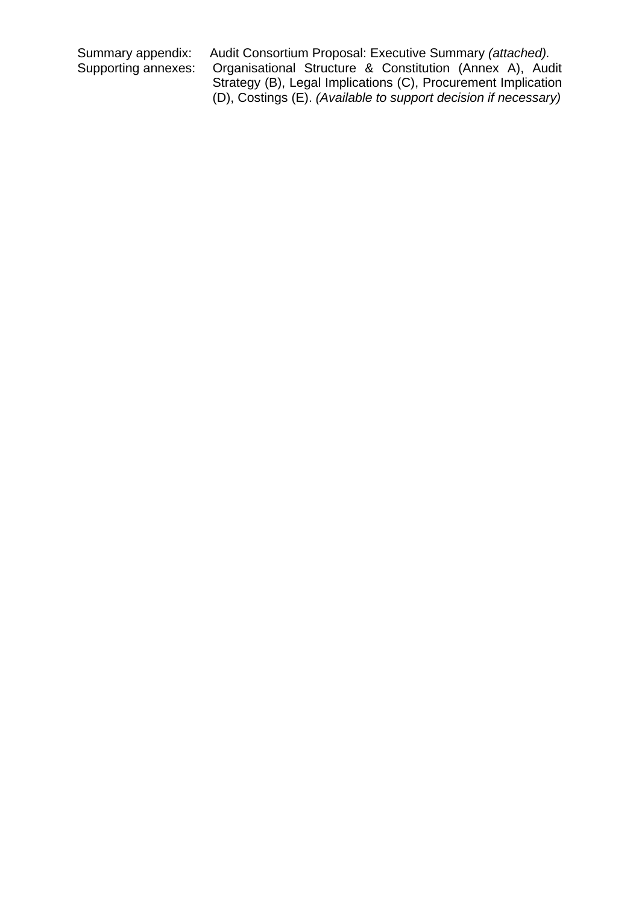Summary appendix: Audit Consortium Proposal: Executive Summary *(attached).*

Supporting annexes: Organisational Structure & Constitution (Annex A), Audit Strategy (B), Legal Implications (C), Procurement Implication (D), Costings (E). *(Available to support decision if necessary)*